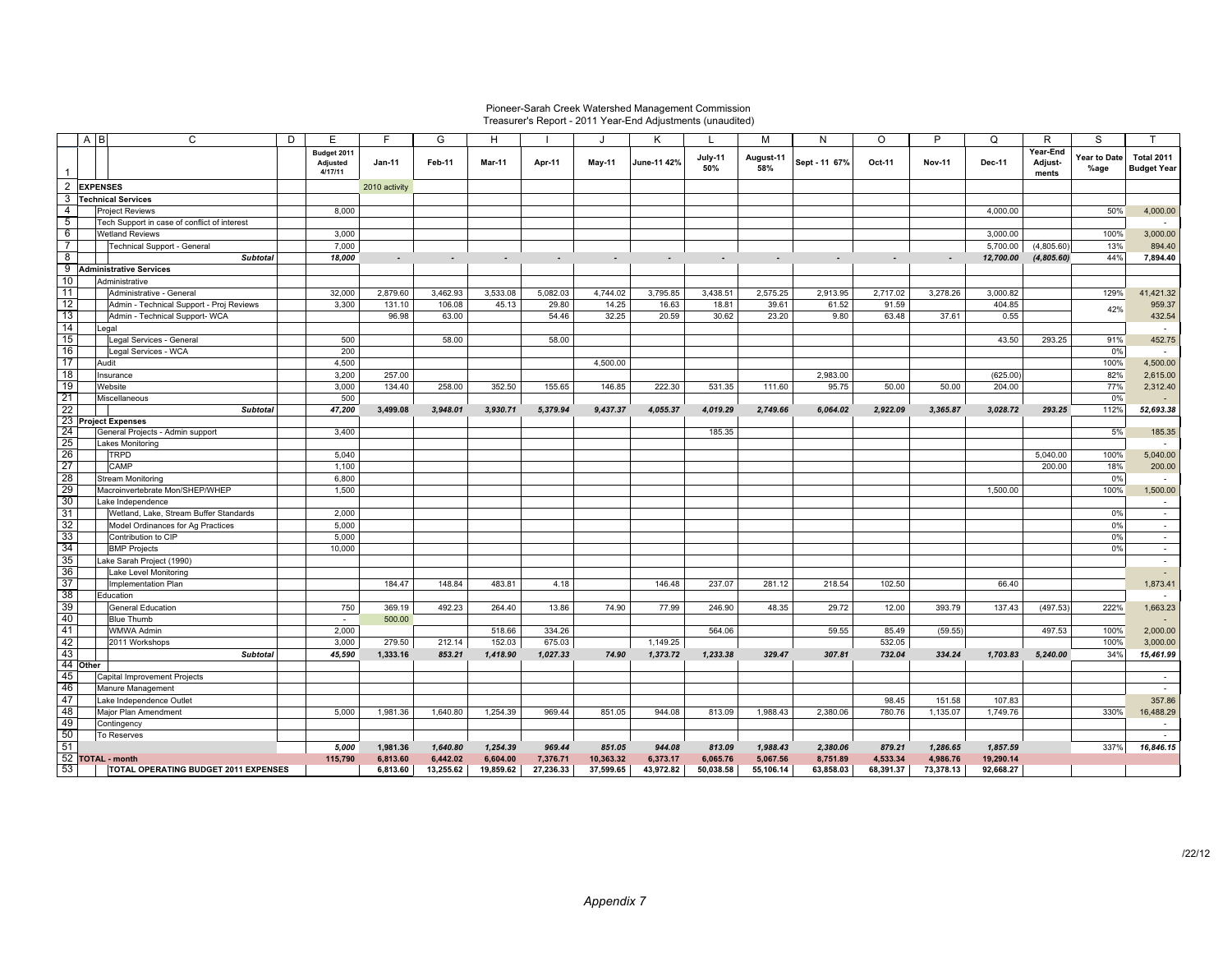Pioneer-Sarah Creek Watershed Management Commission
Treasurer's Report - 2011 Year-End Adjustments (unaudited)

| | C | E | F | G | H | I | J | K | L | M | N | O | P | Q | R | S | T |
|---|---|---|---|---|---|---|---|---|---|---|---|---|---|---|---|---|---|
| 1 | | Budget 2011 Adjusted 4/17/11 | Jan-11 | Feb-11 | Mar-11 | Apr-11 | May-11 | June-11 42% | July-11 50% | August-11 58% | Sept - 11 67% | Oct-11 | Nov-11 | Dec-11 | Year-End Adjust-ments | Year to Date %age | Total 2011 Budget Year |
| 2 | **EXPENSES** | | 2010 activity | | | | | | | | | | | | | | |
| 3 | **Technical Services** | | | | | | | | | | | | | | | | |
| 4 | Project Reviews | 8,000 | | | | | | | | | | | | 4,000.00 | | 50% | 4,000.00 |
| 5 | Tech Support in case of conflict of interest | | | | | | | | | | | | | | | | - |
| 6 | Wetland Reviews | 3,000 | | | | | | | | | | | | 3,000.00 | | 100% | 3,000.00 |
| 7 | Technical Support - General | 7,000 | | | | | | | | | | | | 5,700.00 | (4,805.60) | 13% | 894.40 |
| 8 | *Subtotal* | *18,000* | - | - | - | - | - | - | - | - | - | - | - | *12,700.00* | *(4,805.60)* | 44% | *7,894.40* |
| 9 | **Administrative Services** | | | | | | | | | | | | | | | | |
| 10 | Administrative | | | | | | | | | | | | | | | | |
| 11 | Administrative - General | 32,000 | 2,879.60 | 3,462.93 | 3,533.08 | 5,082.03 | 4,744.02 | 3,795.85 | 3,438.51 | 2,575.25 | 2,913.95 | 2,717.02 | 3,278.26 | 3,000.82 | | 129% | 41,421.32 |
| 12 | Admin - Technical Support - Proj Reviews | 3,300 | 131.10 | 106.08 | 45.13 | 29.80 | 14.25 | 16.63 | 18.81 | 39.61 | 61.52 | 91.59 | | 404.85 | | 42% | 959.37 |
| 13 | Admin - Technical Support- WCA | | 96.98 | 63.00 | | 54.46 | 32.25 | 20.59 | 30.62 | 23.20 | 9.80 | 63.48 | 37.61 | 0.55 | | | 432.54 |
| 14 | Legal | | | | | | | | | | | | | | | | - |
| 15 | Legal Services - General | 500 | | 58.00 | | 58.00 | | | | | | | | 43.50 | 293.25 | 91% | 452.75 |
| 16 | Legal Services - WCA | 200 | | | | | | | | | | | | | | 0% | - |
| 17 | Audit | 4,500 | | | | | 4,500.00 | | | | | | | | | 100% | 4,500.00 |
| 18 | Insurance | 3,200 | 257.00 | | | | | | | | 2,983.00 | | | (625.00) | | 82% | 2,615.00 |
| 19 | Website | 3,000 | 134.40 | 258.00 | 352.50 | 155.65 | 146.85 | 222.30 | 531.35 | 111.60 | 95.75 | 50.00 | 50.00 | 204.00 | | 77% | 2,312.40 |
| 21 | Miscellaneous | 500 | | | | | | | | | | | | | | 0% | - |
| 22 | *Subtotal* | *47,200* | *3,499.08* | *3,948.01* | *3,930.71* | *5,379.94* | *9,437.37* | *4,055.37* | *4,019.29* | *2,749.66* | *6,064.02* | *2,922.09* | *3,365.87* | *3,028.72* | *293.25* | 112% | *52,693.38* |
| 23 | **Project Expenses** | | | | | | | | | | | | | | | | |
| 24 | General Projects - Admin support | 3,400 | | | | | | | 185.35 | | | | | | | 5% | 185.35 |
| 25 | Lakes Monitoring | | | | | | | | | | | | | | | | - |
| 26 | TRPD | 5,040 | | | | | | | | | | | | | 5,040.00 | 100% | 5,040.00 |
| 27 | CAMP | 1,100 | | | | | | | | | | | | | 200.00 | 18% | 200.00 |
| 28 | Stream Monitoring | 6,800 | | | | | | | | | | | | | | 0% | - |
| 29 | Macroinvertebrate Mon/SHEP/WHEP | 1,500 | | | | | | | | | | | | 1,500.00 | | 100% | 1,500.00 |
| 30 | Lake Independence | | | | | | | | | | | | | | | | - |
| 31 | Wetland, Lake, Stream Buffer Standards | 2,000 | | | | | | | | | | | | | | 0% | - |
| 32 | Model Ordinances for Ag Practices | 5,000 | | | | | | | | | | | | | | 0% | - |
| 33 | Contribution to CIP | 5,000 | | | | | | | | | | | | | | 0% | - |
| 34 | BMP Projects | 10,000 | | | | | | | | | | | | | | 0% | - |
| 35 | Lake Sarah Project (1990) | | | | | | | | | | | | | | | | - |
| 36 | Lake Level Monitoring | | | | | | | | | | | | | | | | - |
| 37 | Implementation Plan | | 184.47 | 148.84 | 483.81 | 4.18 | | 146.48 | 237.07 | 281.12 | 218.54 | 102.50 | | 66.40 | | | 1,873.41 |
| 38 | Education | | | | | | | | | | | | | | | | - |
| 39 | General Education | 750 | 369.19 | 492.23 | 264.40 | 13.86 | 74.90 | 77.99 | 246.90 | 48.35 | 29.72 | 12.00 | 393.79 | 137.43 | (497.53) | 222% | 1,663.23 |
| 40 | Blue Thumb | - | 500.00 | | | | | | | | | | | | | | - |
| 41 | WMWA Admin | 2,000 | | | 518.66 | 334.26 | | | 564.06 | | 59.55 | 85.49 | (59.55) | | 497.53 | 100% | 2,000.00 |
| 42 | 2011 Workshops | 3,000 | 279.50 | 212.14 | 152.03 | 675.03 | | 1,149.25 | | | | 532.05 | | | | 100% | 3,000.00 |
| 43 | *Subtotal* | *45,590* | *1,333.16* | *853.21* | *1,418.90* | *1,027.33* | *74.90* | *1,373.72* | *1,233.38* | *329.47* | *307.81* | *732.04* | *334.24* | *1,703.83* | *5,240.00* | 34% | *15,461.99* |
| 44 | **Other** | | | | | | | | | | | | | | | | |
| 45 | Capital Improvement Projects | | | | | | | | | | | | | | | | - |
| 46 | Manure Management | | | | | | | | | | | | | | | | - |
| 47 | Lake Independence Outlet | | | | | | | | | | | 98.45 | 151.58 | 107.83 | | | 357.86 |
| 48 | Major Plan Amendment | 5,000 | 1,981.36 | 1,640.80 | 1,254.39 | 969.44 | 851.05 | 944.08 | 813.09 | 1,988.43 | 2,380.06 | 780.76 | 1,135.07 | 1,749.76 | | 330% | 16,488.29 |
| 49 | Contingency | | | | | | | | | | | | | | | | - |
| 50 | To Reserves | | | | | | | | | | | | | | | | - |
| 51 | | *5,000* | *1,981.36* | *1,640.80* | *1,254.39* | *969.44* | *851.05* | *944.08* | *813.09* | *1,988.43* | *2,380.06* | *879.21* | *1,286.65* | *1,857.59* | | 337% | *16,846.15* |
| 52 | **TOTAL - month** | **115,790** | **6,813.60** | **6,442.02** | **6,604.00** | **7,376.71** | **10,363.32** | **6,373.17** | **6,065.76** | **5,067.56** | **8,751.89** | **4,533.34** | **4,986.76** | **19,290.14** | | | |
| 53 | **TOTAL OPERATING BUDGET 2011 EXPENSES** | | **6,813.60** | **13,255.62** | **19,859.62** | **27,236.33** | **37,599.65** | **43,972.82** | **50,038.58** | **55,106.14** | **63,858.03** | **68,391.37** | **73,378.13** | **92,668.27** | | | |

*Appendix 7*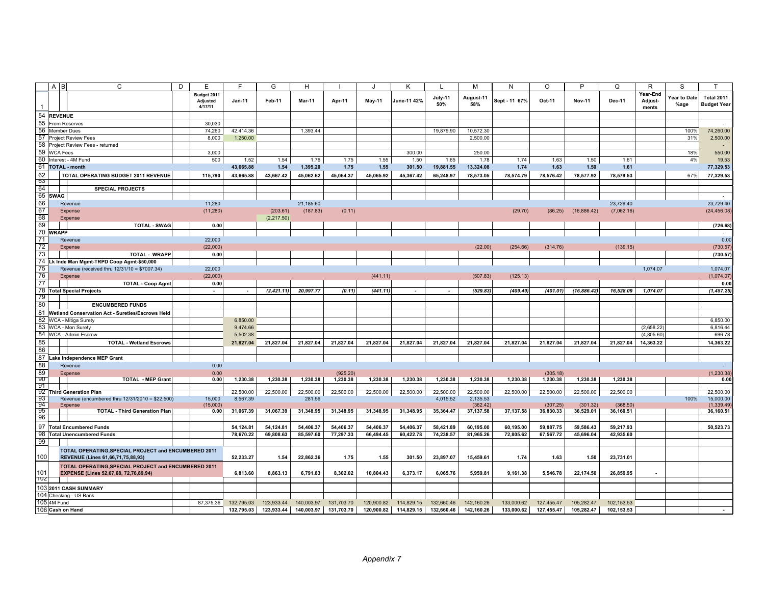| | A B C | D | E | F | G | H | I | J | K | L | M | N | O | P | Q | R | S | T |
|---|---|---|---|---|---|---|---|---|---|---|---|---|---|---|---|---|---|---|
| 1 | | | Budget 2011 Adjusted 4/17/11 | Jan-11 | Feb-11 | Mar-11 | Apr-11 | May-11 | June-11 42% | July-11 50% | August-11 58% | Sept - 11 67% | Oct-11 | Nov-11 | Dec-11 | Year-End Adjust-ments | Year to Date %age | Total 2011 Budget Year |
| 54 | **REVENUE** | | | | | | | | | | | | | | | | | |
| 55 | From Reserves | | 30,030 | | | | | | | | | | | | | | | - |
| 56 | Member Dues | | 74,260 | 42,414.36 | | 1,393.44 | | | | 19,879.90 | 10,572.30 | | | | | | 100% | 74,260.00 |
| 57 | Project Review Fees | | 8,000 | 1,250.00 | | | | | | | 2,500.00 | | | | | | 31% | 2,500.00 |
| 58 | Project Review Fees - returned | | | | | | | | | | | | | | | | | - |
| 59 | WCA Fees | | 3,000 | | | | | | 300.00 | | 250.00 | | | | | | 18% | 550.00 |
| 60 | Interest - 4M Fund | | 500 | 1.52 | 1.54 | 1.76 | 1.75 | 1.55 | 1.50 | 1.65 | 1.78 | 1.74 | 1.63 | 1.50 | 1.61 | | 4% | 19.53 |
| 61 | **TOTAL - month** | | | **43,665.88** | **1.54** | **1,395.20** | **1.75** | **1.55** | **301.50** | **19,881.55** | **13,324.08** | **1.74** | **1.63** | **1.50** | **1.61** | | | **77,329.53** |
| 62 | **TOTAL OPERATING BUDGET 2011 REVENUE** | | **115,790** | **43,665.88** | **43,667.42** | **45,062.62** | **45,064.37** | **45,065.92** | **45,367.42** | **65,248.97** | **78,573.05** | **78,574.79** | **78,576.42** | **78,577.92** | **78,579.53** | | 67% | **77,329.53** |
| 63 | | | | | | | | | | | | | | | | | | |
| 64 | **SPECIAL PROJECTS** | | | | | | | | | | | | | | | | | |
| 65 | **SWAG** | | | | | | | | | | | | | | | | | - |
| 66 | Revenue | | 11,280 | | | 21,185.60 | | | | | | | | | 23,729.40 | | | 23,729.40 |
| 67 | Expense | | (11,280) | | (203.61) | (187.83) | (0.11) | | | | | (29.70) | (86.25) | (16,886.42) | (7,062.16) | | | (24,456.08) |
| 68 | Expense | | | | (2,217.50) | | | | | | | | | | | | | |
| 69 | **TOTAL - SWAG** | | **0.00** | | | | | | | | | | | | | | | **(726.68)** |
| 70 | **WRAPP** | | | | | | | | | | | | | | | | | - |
| 71 | Revenue | | 22,000 | | | | | | | | | | | | | | | 0.00 |
| 72 | Expense | | (22,000) | | | | | | | | (22.00) | (254.66) | (314.76) | | (139.15) | | | (730.57) |
| 73 | **TOTAL - WRAPP** | | **0.00** | | | | | | | | | | | | | | | **(730.57)** |
| 74 | **Lk Inde Man Mgmt-TRPD Coop Agmt-$50,000** | | | | | | | | | | | | | | | | | |
| 75 | Revenue (received thru 12/31/10 = $7007.34) | | 22,000 | | | | | | | | | | | | | 1,074.07 | | 1,074.07 |
| 76 | Expense | | (22,000) | | | | | (441.11) | | | (507.83) | (125.13) | | | | | | (1,074.07) |
| 77 | **TOTAL - Coop Agmt** | | **0.00** | | | | | | | | | | | | | | | **0.00** |
| 78 | **Total Special Projects** | | - | - | *(2,421.11)* | *20,997.77* | *(0.11)* | *(441.11)* | - | - | *(529.83)* | *(409.49)* | *(401.01)* | *(16,886.42)* | *16,528.09* | *1,074.07* | | *(1,457.25)* |
| 79 | | | | | | | | | | | | | | | | | | |
| 80 | **ENCUMBERED FUNDS** | | | | | | | | | | | | | | | | | |
| 81 | **Wetland Conservation Act - Sureties/Escrows Held** | | | | | | | | | | | | | | | | | |
| 82 | WCA - Mitiga Surety | | | 6,850.00 | | | | | | | | | | | | | | 6,850.00 |
| 83 | WCA - Mon Surety | | | 9,474.66 | | | | | | | | | | | | (2,658.22) | | 6,816.44 |
| 84 | WCA - Admin Escrow | | | 5,502.38 | | | | | | | | | | | | (4,805.60) | | 696.78 |
| 85 | **TOTAL - Wetland Escrows** | | | **21,827.04** | **21,827.04** | **21,827.04** | **21,827.04** | **21,827.04** | **21,827.04** | **21,827.04** | **21,827.04** | **21,827.04** | **21,827.04** | **21,827.04** | **21,827.04** | **14,363.22** | | **14,363.22** |
| 86 | | | | | | | | | | | | | | | | | | |
| 87 | **Lake Independence MEP Grant** | | | | | | | | | | | | | | | | | |
| 88 | Revenue | | 0.00 | | | | | | | | | | | | | | | - |
| 89 | Expense | | 0.00 | | | | (925.20) | | | | | | (305.18) | | | | | (1,230.38) |
| 90 | **TOTAL - MEP Grant** | | **0.00** | **1,230.38** | **1,230.38** | **1,230.38** | **1,230.38** | **1,230.38** | **1,230.38** | **1,230.38** | **1,230.38** | **1,230.38** | **1,230.38** | **1,230.38** | **1,230.38** | | | **0.00** |
| 91 | | | | | | | | | | | | | | | | | | |
| 92 | **Third Generation Plan** | | | 22,500.00 | 22,500.00 | 22,500.00 | 22,500.00 | 22,500.00 | 22,500.00 | 22,500.00 | 22,500.00 | 22,500.00 | 22,500.00 | 22,500.00 | 22,500.00 | | | 22,500.00 |
| 93 | Revenue (encumbered thru 12/31/2010 = $22,500) | | 15,000 | 8,567.39 | | 281.56 | | | | 4,015.52 | 2,135.53 | | | | | | 100% | 15,000.00 |
| 94 | Expense | | (15,000) | | | | | | | | (362.42) | | (307.25) | (301.32) | (368.50) | | | (1,339.49) |
| 95 | **TOTAL - Third Generation Plan** | | **0.00** | **31,067.39** | **31,067.39** | **31,348.95** | **31,348.95** | **31,348.95** | **31,348.95** | **35,364.47** | **37,137.58** | **37,137.58** | **36,830.33** | **36,529.01** | **36,160.51** | | | **36,160.51** |
| 96 | | | | | | | | | | | | | | | | | | |
| 97 | **Total Encumbered Funds** | | | **54,124.81** | **54,124.81** | **54,406.37** | **54,406.37** | **54,406.37** | **54,406.37** | **58,421.89** | **60,195.00** | **60,195.00** | **59,887.75** | **59,586.43** | **59,217.93** | | | **50,523.73** |
| 98 | **Total Unencumbered Funds** | | | **78,670.22** | **69,808.63** | **85,597.60** | **77,297.33** | **66,494.45** | **60,422.78** | **74,238.57** | **81,965.26** | **72,805.62** | **67,567.72** | **45,696.04** | **42,935.60** | | | |
| 99 | | | | | | | | | | | | | | | | | | |
| 100 | **TOTAL OPERATING,SPECIAL PROJECT and ENCUMBERED 2011 REVENUE (Lines 61,66,71,75,88,93)** | | | **52,233.27** | **1.54** | **22,862.36** | **1.75** | **1.55** | **301.50** | **23,897.07** | **15,459.61** | **1.74** | **1.63** | **1.50** | **23,731.01** | | | |
| 101 | **TOTAL OPERATING,SPECIAL PROJECT and ENCUMBERED 2011 EXPENSE (Lines 52,67,68, 72,76,89,94)** | | | **6,813.60** | **8,863.13** | **6,791.83** | **8,302.02** | **10,804.43** | **6,373.17** | **6,065.76** | **5,959.81** | **9,161.38** | **5,546.78** | **22,174.50** | **26,859.95** | **-** | | |
| 102 | | | | | | | | | | | | | | | | | | |
| 103 | **2011 CASH SUMMARY** | | | | | | | | | | | | | | | | | |
| 104 | Checking - US Bank | | | | | | | | | | | | | | | | | |
| 105 | 4M Fund | | 87,375.36 | 132,795.03 | 123,933.44 | 140,003.97 | 131,703.70 | 120,900.82 | 114,829.15 | 132,660.46 | 142,160.26 | 133,000.62 | 127,455.47 | 105,282.47 | 102,153.53 | | | |
| 106 | **Cash on Hand** | | | 132,795.03 | 123,933.44 | 140,003.97 | 131,703.70 | 120,900.82 | 114,829.15 | 132,660.46 | 142,160.26 | 133,000.62 | 127,455.47 | 105,282.47 | 102,153.53 | | | - |

*Appendix 7*